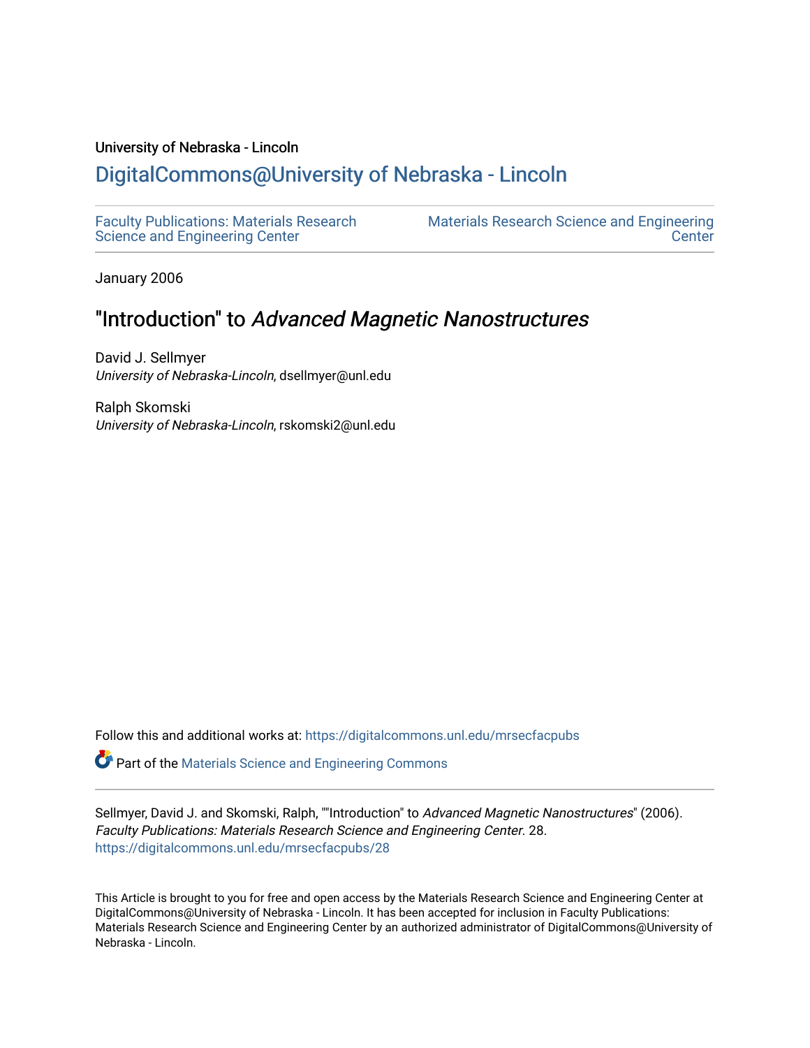University of Nebraska - Lincoln

# DigitalCommons@University of Nebraska - Lincoln

Faculty Publications: Materials Research Science and Engineering Center

Materials Research Science and Engineering Center

January 2006

## "Introduction" to *Advanced Magnetic Nanostructures*

David J. Sellmyer
*University of Nebraska-Lincoln*, dsellmyer@unl.edu

Ralph Skomski
*University of Nebraska-Lincoln*, rskomski2@unl.edu

Follow this and additional works at: https://digitalcommons.unl.edu/mrsecfacpubs

Part of the Materials Science and Engineering Commons

Sellmyer, David J. and Skomski, Ralph, ""Introduction" to *Advanced Magnetic Nanostructures*" (2006). *Faculty Publications: Materials Research Science and Engineering Center*. 28.
https://digitalcommons.unl.edu/mrsecfacpubs/28

This Article is brought to you for free and open access by the Materials Research Science and Engineering Center at DigitalCommons@University of Nebraska - Lincoln. It has been accepted for inclusion in Faculty Publications: Materials Research Science and Engineering Center by an authorized administrator of DigitalCommons@University of Nebraska - Lincoln.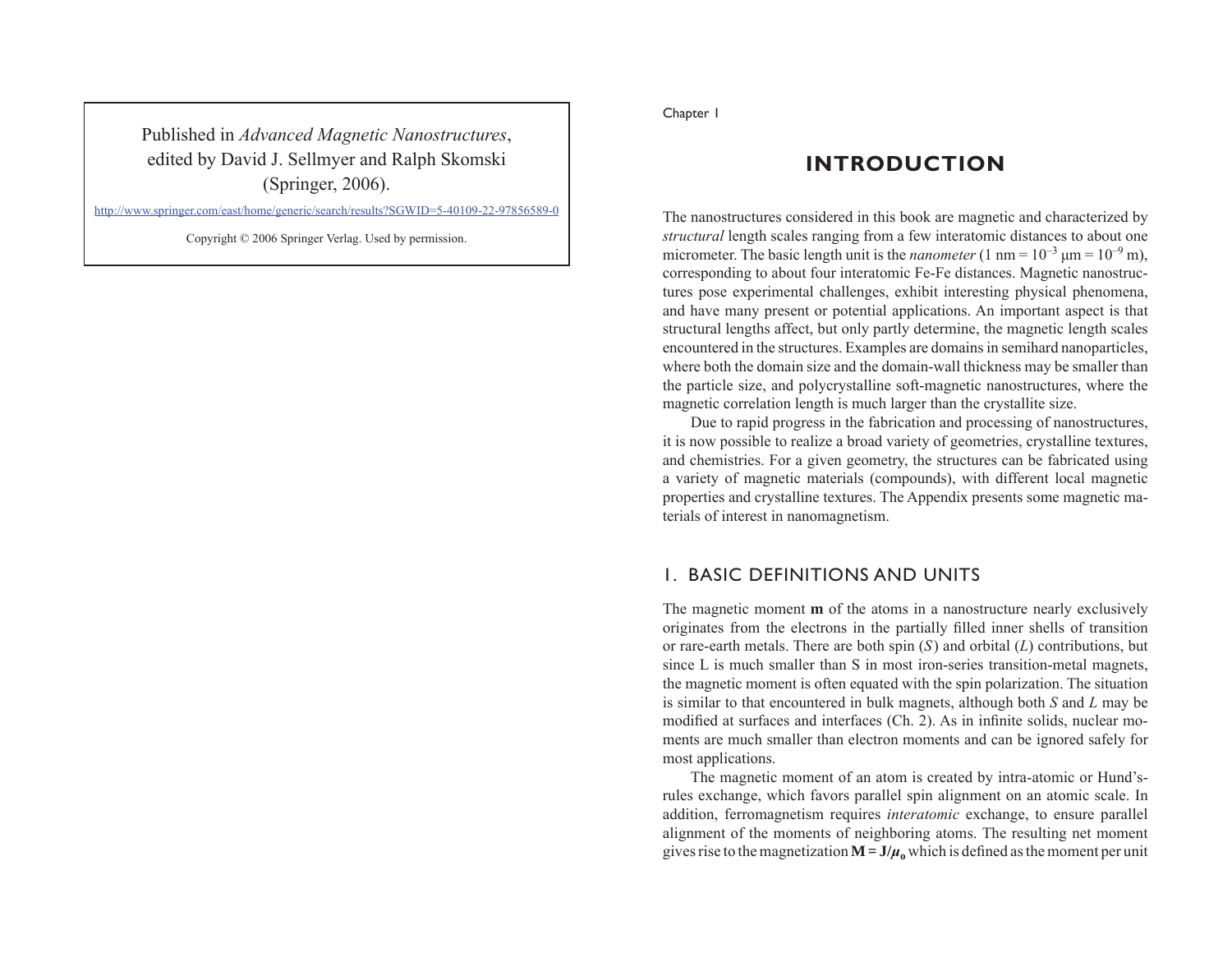Published in *Advanced Magnetic Nanostructures*, edited by David J. Sellmyer and Ralph Skomski (Springer, 2006).

http://www.springer.com/east/home/generic/search/results?SGWID=5-40109-22-97856589-0

Copyright © 2006 Springer Verlag. Used by permission.

Chapter 1

# INTRODUCTION

The nanostructures considered in this book are magnetic and characterized by *structural* length scales ranging from a few interatomic distances to about one micrometer. The basic length unit is the *nanometer* (1 nm = $10^{-3}$ μm = $10^{-9}$ m), corresponding to about four interatomic Fe-Fe distances. Magnetic nanostructures pose experimental challenges, exhibit interesting physical phenomena, and have many present or potential applications. An important aspect is that structural lengths affect, but only partly determine, the magnetic length scales encountered in the structures. Examples are domains in semihard nanoparticles, where both the domain size and the domain-wall thickness may be smaller than the particle size, and polycrystalline soft-magnetic nanostructures, where the magnetic correlation length is much larger than the crystallite size.

Due to rapid progress in the fabrication and processing of nanostructures, it is now possible to realize a broad variety of geometries, crystalline textures, and chemistries. For a given geometry, the structures can be fabricated using a variety of magnetic materials (compounds), with different local magnetic properties and crystalline textures. The Appendix presents some magnetic materials of interest in nanomagnetism.

## 1. BASIC DEFINITIONS AND UNITS

The magnetic moment **m** of the atoms in a nanostructure nearly exclusively originates from the electrons in the partially filled inner shells of transition or rare-earth metals. There are both spin ($S$) and orbital ($L$) contributions, but since L is much smaller than S in most iron-series transition-metal magnets, the magnetic moment is often equated with the spin polarization. The situation is similar to that encountered in bulk magnets, although both $S$ and $L$ may be modified at surfaces and interfaces (Ch. 2). As in infinite solids, nuclear moments are much smaller than electron moments and can be ignored safely for most applications.

The magnetic moment of an atom is created by intra-atomic or Hund's-rules exchange, which favors parallel spin alignment on an atomic scale. In addition, ferromagnetism requires *interatomic* exchange, to ensure parallel alignment of the moments of neighboring atoms. The resulting net moment gives rise to the magnetization $\mathbf{M} = \mathbf{J}/\mu_0$ which is defined as the moment per unit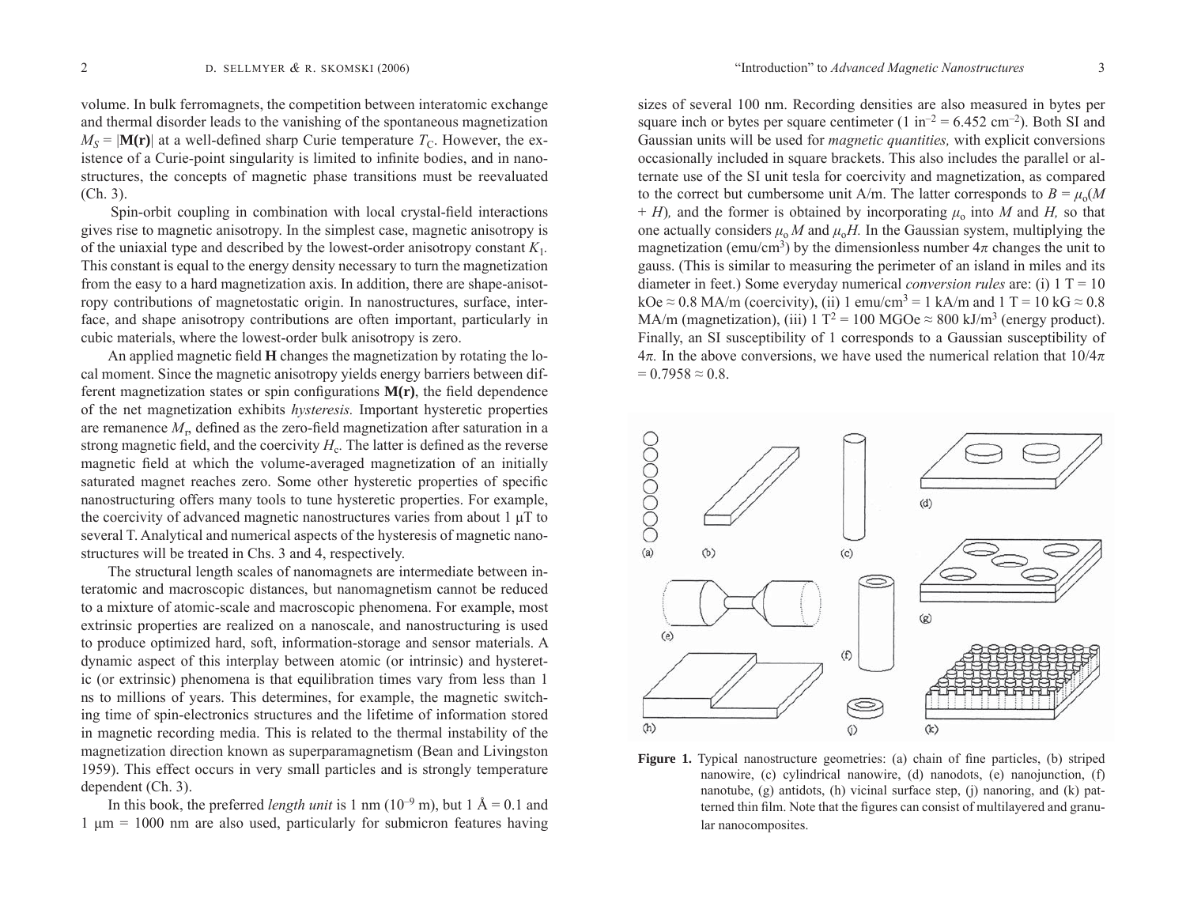volume. In bulk ferromagnets, the competition between interatomic exchange and thermal disorder leads to the vanishing of the spontaneous magnetization $M_S = |\mathbf{M(r)}|$ at a well-defined sharp Curie temperature $T_C$. However, the existence of a Curie-point singularity is limited to infinite bodies, and in nanostructures, the concepts of magnetic phase transitions must be reevaluated (Ch. 3).

Spin-orbit coupling in combination with local crystal-field interactions gives rise to magnetic anisotropy. In the simplest case, magnetic anisotropy is of the uniaxial type and described by the lowest-order anisotropy constant $K_1$. This constant is equal to the energy density necessary to turn the magnetization from the easy to a hard magnetization axis. In addition, there are shape-anisotropy contributions of magnetostatic origin. In nanostructures, surface, interface, and shape anisotropy contributions are often important, particularly in cubic materials, where the lowest-order bulk anisotropy is zero.

An applied magnetic field **H** changes the magnetization by rotating the local moment. Since the magnetic anisotropy yields energy barriers between different magnetization states or spin configurations **M(r)**, the field dependence of the net magnetization exhibits *hysteresis.* Important hysteretic properties are remanence $M_r$, defined as the zero-field magnetization after saturation in a strong magnetic field, and the coercivity $H_c$. The latter is defined as the reverse magnetic field at which the volume-averaged magnetization of an initially saturated magnet reaches zero. Some other hysteretic properties of specific nanostructuring offers many tools to tune hysteretic properties. For example, the coercivity of advanced magnetic nanostructures varies from about 1 μT to several T. Analytical and numerical aspects of the hysteresis of magnetic nanostructures will be treated in Chs. 3 and 4, respectively.

The structural length scales of nanomagnets are intermediate between interatomic and macroscopic distances, but nanomagnetism cannot be reduced to a mixture of atomic-scale and macroscopic phenomena. For example, most extrinsic properties are realized on a nanoscale, and nanostructuring is used to produce optimized hard, soft, information-storage and sensor materials. A dynamic aspect of this interplay between atomic (or intrinsic) and hysteretic (or extrinsic) phenomena is that equilibration times vary from less than 1 ns to millions of years. This determines, for example, the magnetic switching time of spin-electronics structures and the lifetime of information stored in magnetic recording media. This is related to the thermal instability of the magnetization direction known as superparamagnetism (Bean and Livingston 1959). This effect occurs in very small particles and is strongly temperature dependent (Ch. 3).

In this book, the preferred *length unit* is 1 nm ($10^{-9}$ m), but 1 Å = 0.1 and 1 μm = 1000 nm are also used, particularly for submicron features having sizes of several 100 nm. Recording densities are also measured in bytes per square inch or bytes per square centimeter (1 in$^{-2}$ = 6.452 cm$^{-2}$). Both SI and Gaussian units will be used for *magnetic quantities,* with explicit conversions occasionally included in square brackets. This also includes the parallel or alternate use of the SI unit tesla for coercivity and magnetization, as compared to the correct but cumbersome unit A/m. The latter corresponds to $B = \mu_o(M + H)$, and the former is obtained by incorporating $\mu_o$ into $M$ and $H$, so that one actually considers $\mu_o M$ and $\mu_o H$. In the Gaussian system, multiplying the magnetization (emu/cm$^3$) by the dimensionless number $4\pi$ changes the unit to gauss. (This is similar to measuring the perimeter of an island in miles and its diameter in feet.) Some everyday numerical *conversion rules* are: (i) 1 T = 10 kOe ≈ 0.8 MA/m (coercivity), (ii) 1 emu/cm$^3$ = 1 kA/m and 1 T = 10 kG ≈ 0.8 MA/m (magnetization), (iii) 1 T$^2$ = 100 MGOe ≈ 800 kJ/m$^3$ (energy product). Finally, an SI susceptibility of 1 corresponds to a Gaussian susceptibility of $4\pi$. In the above conversions, we have used the numerical relation that $10/4\pi = 0.7958 \approx 0.8$.

(a) (b) (c) (d) (e) (f) (g) (h) (j) (k)

**Figure 1.** Typical nanostructure geometries: (a) chain of fine particles, (b) striped nanowire, (c) cylindrical nanowire, (d) nanodots, (e) nanojunction, (f) nanotube, (g) antidots, (h) vicinal surface step, (j) nanoring, and (k) patterned thin film. Note that the figures can consist of multilayered and granular nanocomposites.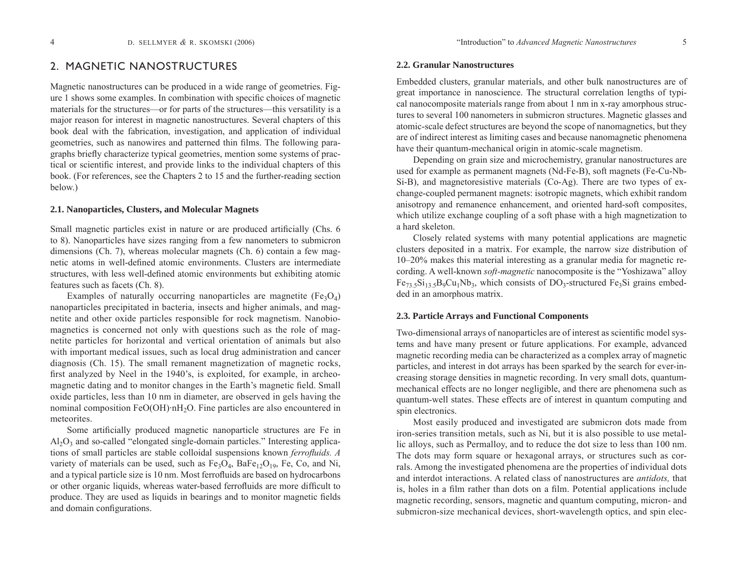## 2. MAGNETIC NANOSTRUCTURES

Magnetic nanostructures can be produced in a wide range of geometries. Figure 1 shows some examples. In combination with specific choices of magnetic materials for the structures—or for parts of the structures—this versatility is a major reason for interest in magnetic nanostructures. Several chapters of this book deal with the fabrication, investigation, and application of individual geometries, such as nanowires and patterned thin films. The following paragraphs briefly characterize typical geometries, mention some systems of practical or scientific interest, and provide links to the individual chapters of this book. (For references, see the Chapters 2 to 15 and the further-reading section below.)

### 2.1. Nanoparticles, Clusters, and Molecular Magnets

Small magnetic particles exist in nature or are produced artificially (Chs. 6 to 8). Nanoparticles have sizes ranging from a few nanometers to submicron dimensions (Ch. 7), whereas molecular magnets (Ch. 6) contain a few magnetic atoms in well-defined atomic environments. Clusters are intermediate structures, with less well-defined atomic environments but exhibiting atomic features such as facets (Ch. 8).

Examples of naturally occurring nanoparticles are magnetite ($Fe_3O_4$) nanoparticles precipitated in bacteria, insects and higher animals, and magnetite and other oxide particles responsible for rock magnetism. Nanobiomagnetics is concerned not only with questions such as the role of magnetite particles for horizontal and vertical orientation of animals but also with important medical issues, such as local drug administration and cancer diagnosis (Ch. 15). The small remanent magnetization of magnetic rocks, first analyzed by Neel in the 1940's, is exploited, for example, in archeomagnetic dating and to monitor changes in the Earth's magnetic field. Small oxide particles, less than 10 nm in diameter, are observed in gels having the nominal composition $FeO(OH){\cdot}nH_2O$. Fine particles are also encountered in meteorites.

Some artificially produced magnetic nanoparticle structures are Fe in $Al_2O_3$ and so-called "elongated single-domain particles." Interesting applications of small particles are stable colloidal suspensions known *ferrofluids. A* variety of materials can be used, such as $Fe_3O_4$, $BaFe_{12}O_{19}$, Fe, Co, and Ni, and a typical particle size is 10 nm. Most ferrofluids are based on hydrocarbons or other organic liquids, whereas water-based ferrofluids are more difficult to produce. They are used as liquids in bearings and to monitor magnetic fields and domain configurations.

### 2.2. Granular Nanostructures

Embedded clusters, granular materials, and other bulk nanostructures are of great importance in nanoscience. The structural correlation lengths of typical nanocomposite materials range from about 1 nm in x-ray amorphous structures to several 100 nanometers in submicron structures. Magnetic glasses and atomic-scale defect structures are beyond the scope of nanomagnetics, but they are of indirect interest as limiting cases and because nanomagnetic phenomena have their quantum-mechanical origin in atomic-scale magnetism.

Depending on grain size and microchemistry, granular nanostructures are used for example as permanent magnets (Nd-Fe-B), soft magnets (Fe-Cu-Nb-Si-B), and magnetoresistive materials (Co-Ag). There are two types of exchange-coupled permanent magnets: isotropic magnets, which exhibit random anisotropy and remanence enhancement, and oriented hard-soft composites, which utilize exchange coupling of a soft phase with a high magnetization to a hard skeleton.

Closely related systems with many potential applications are magnetic clusters deposited in a matrix. For example, the narrow size distribution of 10–20% makes this material interesting as a granular media for magnetic recording. A well-known *soft-magnetic* nanocomposite is the "Yoshizawa" alloy $Fe_{73.5}Si_{13.5}B_9Cu_1Nb_3$, which consists of $DO_3$-structured $Fe_3Si$ grains embedded in an amorphous matrix.

### 2.3. Particle Arrays and Functional Components

Two-dimensional arrays of nanoparticles are of interest as scientific model systems and have many present or future applications. For example, advanced magnetic recording media can be characterized as a complex array of magnetic particles, and interest in dot arrays has been sparked by the search for ever-increasing storage densities in magnetic recording. In very small dots, quantum-mechanical effects are no longer negligible, and there are phenomena such as quantum-well states. These effects are of interest in quantum computing and spin electronics.

Most easily produced and investigated are submicron dots made from iron-series transition metals, such as Ni, but it is also possible to use metallic alloys, such as Permalloy, and to reduce the dot size to less than 100 nm. The dots may form square or hexagonal arrays, or structures such as corrals. Among the investigated phenomena are the properties of individual dots and interdot interactions. A related class of nanostructures are *antidots,* that is, holes in a film rather than dots on a film. Potential applications include magnetic recording, sensors, magnetic and quantum computing, micron- and submicron-size mechanical devices, short-wavelength optics, and spin elec-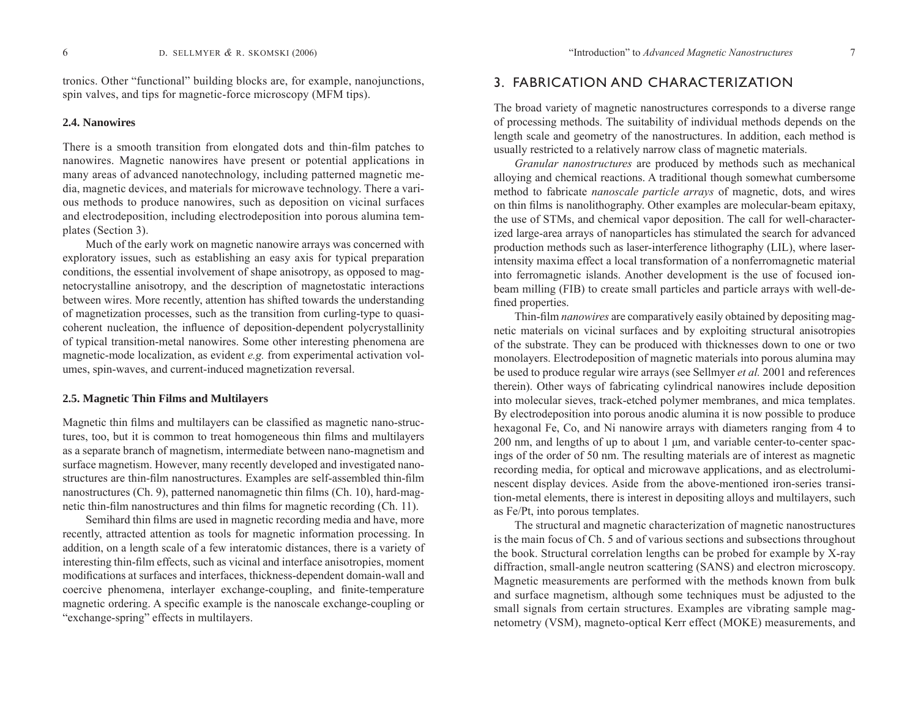tronics. Other “functional” building blocks are, for example, nanojunctions, spin valves, and tips for magnetic-force microscopy (MFM tips).

### 2.4. Nanowires

There is a smooth transition from elongated dots and thin-film patches to nanowires. Magnetic nanowires have present or potential applications in many areas of advanced nanotechnology, including patterned magnetic media, magnetic devices, and materials for microwave technology. There a various methods to produce nanowires, such as deposition on vicinal surfaces and electrodeposition, including electrodeposition into porous alumina templates (Section 3).

Much of the early work on magnetic nanowire arrays was concerned with exploratory issues, such as establishing an easy axis for typical preparation conditions, the essential involvement of shape anisotropy, as opposed to magnetocrystalline anisotropy, and the description of magnetostatic interactions between wires. More recently, attention has shifted towards the understanding of magnetization processes, such as the transition from curling-type to quasi-coherent nucleation, the influence of deposition-dependent polycrystallinity of typical transition-metal nanowires. Some other interesting phenomena are magnetic-mode localization, as evident *e.g.* from experimental activation volumes, spin-waves, and current-induced magnetization reversal.

### 2.5. Magnetic Thin Films and Multilayers

Magnetic thin films and multilayers can be classified as magnetic nano-structures, too, but it is common to treat homogeneous thin films and multilayers as a separate branch of magnetism, intermediate between nano-magnetism and surface magnetism. However, many recently developed and investigated nanostructures are thin-film nanostructures. Examples are self-assembled thin-film nanostructures (Ch. 9), patterned nanomagnetic thin films (Ch. 10), hard-magnetic thin-film nanostructures and thin films for magnetic recording (Ch. 11).

Semihard thin films are used in magnetic recording media and have, more recently, attracted attention as tools for magnetic information processing. In addition, on a length scale of a few interatomic distances, there is a variety of interesting thin-film effects, such as vicinal and interface anisotropies, moment modifications at surfaces and interfaces, thickness-dependent domain-wall and coercive phenomena, interlayer exchange-coupling, and finite-temperature magnetic ordering. A specific example is the nanoscale exchange-coupling or “exchange-spring” effects in multilayers.

## 3. FABRICATION AND CHARACTERIZATION

The broad variety of magnetic nanostructures corresponds to a diverse range of processing methods. The suitability of individual methods depends on the length scale and geometry of the nanostructures. In addition, each method is usually restricted to a relatively narrow class of magnetic materials.

*Granular nanostructures* are produced by methods such as mechanical alloying and chemical reactions. A traditional though somewhat cumbersome method to fabricate *nanoscale particle arrays* of magnetic, dots, and wires on thin films is nanolithography. Other examples are molecular-beam epitaxy, the use of STMs, and chemical vapor deposition. The call for well-characterized large-area arrays of nanoparticles has stimulated the search for advanced production methods such as laser-interference lithography (LIL), where laser-intensity maxima effect a local transformation of a nonferromagnetic material into ferromagnetic islands. Another development is the use of focused ion-beam milling (FIB) to create small particles and particle arrays with well-defined properties.

Thin-film *nanowires* are comparatively easily obtained by depositing magnetic materials on vicinal surfaces and by exploiting structural anisotropies of the substrate. They can be produced with thicknesses down to one or two monolayers. Electrodeposition of magnetic materials into porous alumina may be used to produce regular wire arrays (see Sellmyer *et al.* 2001 and references therein). Other ways of fabricating cylindrical nanowires include deposition into molecular sieves, track-etched polymer membranes, and mica templates. By electrodeposition into porous anodic alumina it is now possible to produce hexagonal Fe, Co, and Ni nanowire arrays with diameters ranging from 4 to 200 nm, and lengths of up to about 1 μm, and variable center-to-center spacings of the order of 50 nm. The resulting materials are of interest as magnetic recording media, for optical and microwave applications, and as electroluminescent display devices. Aside from the above-mentioned iron-series transition-metal elements, there is interest in depositing alloys and multilayers, such as Fe/Pt, into porous templates.

The structural and magnetic characterization of magnetic nanostructures is the main focus of Ch. 5 and of various sections and subsections throughout the book. Structural correlation lengths can be probed for example by X-ray diffraction, small-angle neutron scattering (SANS) and electron microscopy. Magnetic measurements are performed with the methods known from bulk and surface magnetism, although some techniques must be adjusted to the small signals from certain structures. Examples are vibrating sample magnetometry (VSM), magneto-optical Kerr effect (MOKE) measurements, and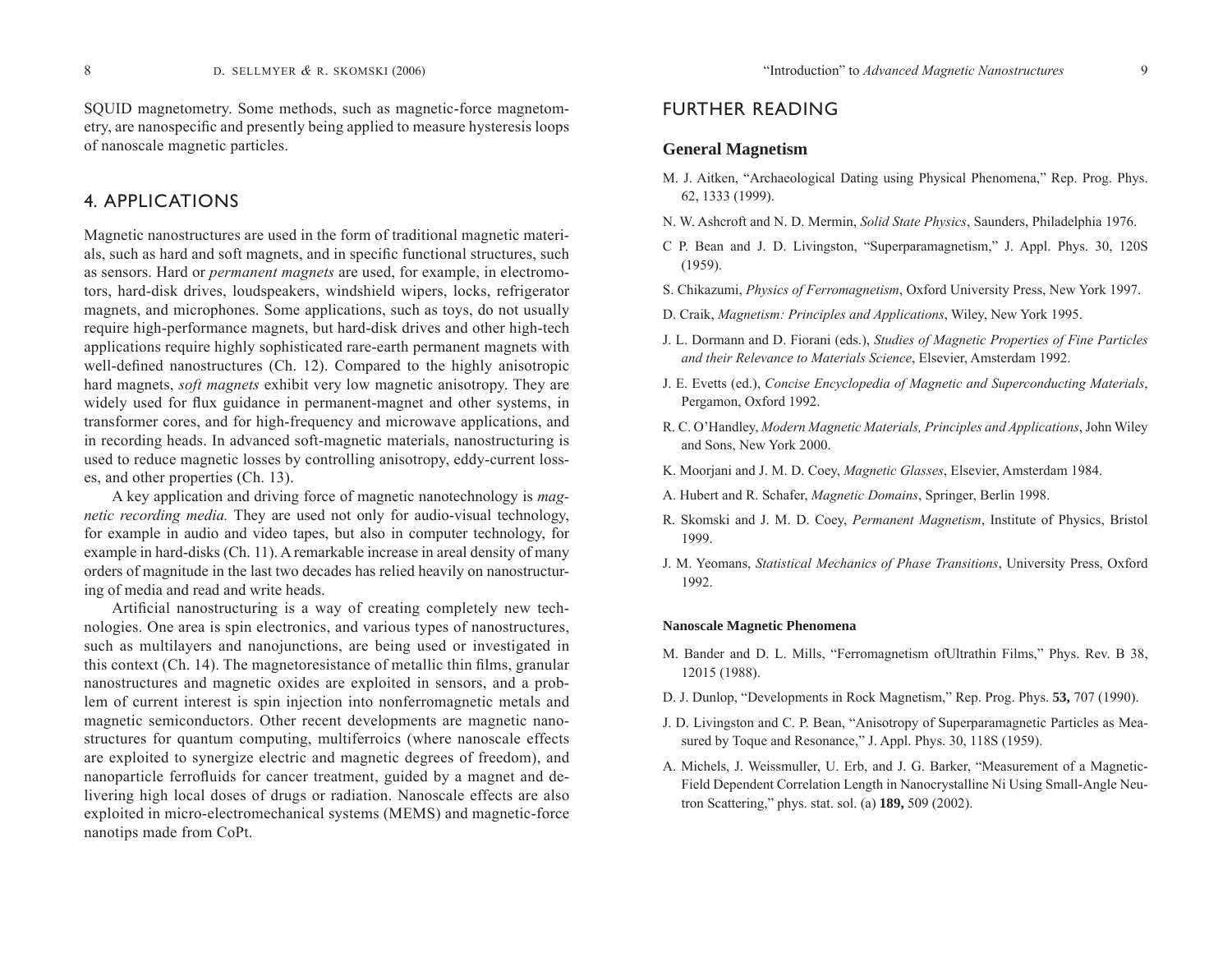SQUID magnetometry. Some methods, such as magnetic-force magnetometry, are nanospecific and presently being applied to measure hysteresis loops of nanoscale magnetic particles.

## 4. APPLICATIONS

Magnetic nanostructures are used in the form of traditional magnetic materials, such as hard and soft magnets, and in specific functional structures, such as sensors. Hard or *permanent magnets* are used, for example, in electromotors, hard-disk drives, loudspeakers, windshield wipers, locks, refrigerator magnets, and microphones. Some applications, such as toys, do not usually require high-performance magnets, but hard-disk drives and other high-tech applications require highly sophisticated rare-earth permanent magnets with well-defined nanostructures (Ch. 12). Compared to the highly anisotropic hard magnets, *soft magnets* exhibit very low magnetic anisotropy. They are widely used for flux guidance in permanent-magnet and other systems, in transformer cores, and for high-frequency and microwave applications, and in recording heads. In advanced soft-magnetic materials, nanostructuring is used to reduce magnetic losses by controlling anisotropy, eddy-current losses, and other properties (Ch. 13).

A key application and driving force of magnetic nanotechnology is *magnetic recording media.* They are used not only for audio-visual technology, for example in audio and video tapes, but also in computer technology, for example in hard-disks (Ch. 11). A remarkable increase in areal density of many orders of magnitude in the last two decades has relied heavily on nanostructuring of media and read and write heads.

Artificial nanostructuring is a way of creating completely new technologies. One area is spin electronics, and various types of nanostructures, such as multilayers and nanojunctions, are being used or investigated in this context (Ch. 14). The magnetoresistance of metallic thin films, granular nanostructures and magnetic oxides are exploited in sensors, and a problem of current interest is spin injection into nonferromagnetic metals and magnetic semiconductors. Other recent developments are magnetic nanostructures for quantum computing, multiferroics (where nanoscale effects are exploited to synergize electric and magnetic degrees of freedom), and nanoparticle ferrofluids for cancer treatment, guided by a magnet and delivering high local doses of drugs or radiation. Nanoscale effects are also exploited in micro-electromechanical systems (MEMS) and magnetic-force nanotips made from CoPt.

## FURTHER READING

### General Magnetism

M. J. Aitken, "Archaeological Dating using Physical Phenomena," Rep. Prog. Phys. 62, 1333 (1999).

N. W. Ashcroft and N. D. Mermin, *Solid State Physics*, Saunders, Philadelphia 1976.

C P. Bean and J. D. Livingston, "Superparamagnetism," J. Appl. Phys. 30, 120S (1959).

S. Chikazumi, *Physics of Ferromagnetism*, Oxford University Press, New York 1997.

D. Craik, *Magnetism: Principles and Applications*, Wiley, New York 1995.

J. L. Dormann and D. Fiorani (eds.), *Studies of Magnetic Properties of Fine Particles and their Relevance to Materials Science*, Elsevier, Amsterdam 1992.

J. E. Evetts (ed.), *Concise Encyclopedia of Magnetic and Superconducting Materials*, Pergamon, Oxford 1992.

R. C. O'Handley, *Modern Magnetic Materials, Principles and Applications*, John Wiley and Sons, New York 2000.

K. Moorjani and J. M. D. Coey, *Magnetic Glasses*, Elsevier, Amsterdam 1984.

A. Hubert and R. Schafer, *Magnetic Domains*, Springer, Berlin 1998.

R. Skomski and J. M. D. Coey, *Permanent Magnetism*, Institute of Physics, Bristol 1999.

J. M. Yeomans, *Statistical Mechanics of Phase Transitions*, University Press, Oxford 1992.

#### Nanoscale Magnetic Phenomena

M. Bander and D. L. Mills, "Ferromagnetism ofUltrathin Films," Phys. Rev. B 38, 12015 (1988).

D. J. Dunlop, "Developments in Rock Magnetism," Rep. Prog. Phys. **53,** 707 (1990).

J. D. Livingston and C. P. Bean, "Anisotropy of Superparamagnetic Particles as Measured by Toque and Resonance," J. Appl. Phys. 30, 118S (1959).

A. Michels, J. Weissmuller, U. Erb, and J. G. Barker, "Measurement of a Magnetic-Field Dependent Correlation Length in Nanocrystalline Ni Using Small-Angle Neutron Scattering," phys. stat. sol. (a) **189,** 509 (2002).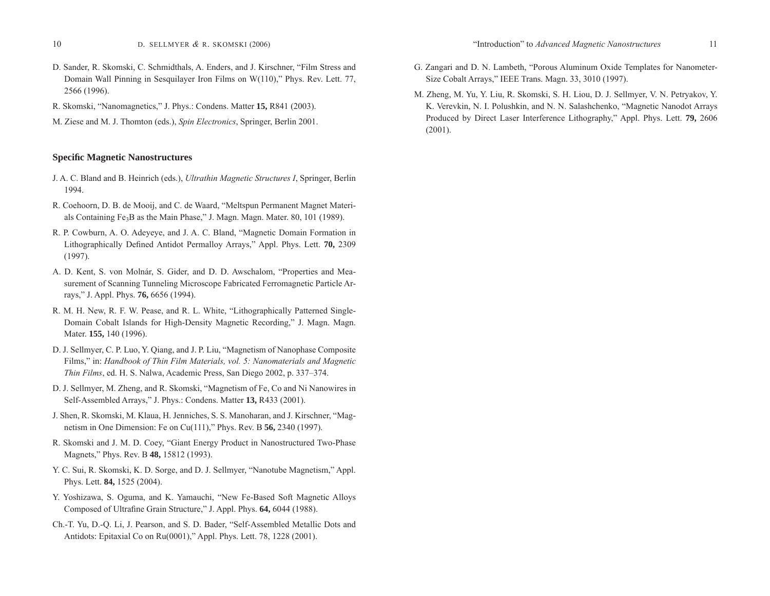D. Sander, R. Skomski, C. Schmidthals, A. Enders, and J. Kirschner, “Film Stress and Domain Wall Pinning in Sesquilayer Iron Films on W(110),” Phys. Rev. Lett. 77, 2566 (1996).

R. Skomski, “Nanomagnetics,” J. Phys.: Condens. Matter **15,** R841 (2003).

M. Ziese and M. J. Thomton (eds.), *Spin Electronics*, Springer, Berlin 2001.

### Specific Magnetic Nanostructures

J. A. C. Bland and B. Heinrich (eds.), *Ultrathin Magnetic Structures I*, Springer, Berlin 1994.

R. Coehoorn, D. B. de Mooij, and C. de Waard, “Meltspun Permanent Magnet Materials Containing $Fe_3B$ as the Main Phase,” J. Magn. Magn. Mater. 80, 101 (1989).

R. P. Cowburn, A. O. Adeyeye, and J. A. C. Bland, “Magnetic Domain Formation in Lithographically Defined Antidot Permalloy Arrays,” Appl. Phys. Lett. **70,** 2309 (1997).

A. D. Kent, S. von Molnár, S. Gider, and D. D. Awschalom, “Properties and Measurement of Scanning Tunneling Microscope Fabricated Ferromagnetic Particle Arrays,” J. Appl. Phys. **76,** 6656 (1994).

R. M. H. New, R. F. W. Pease, and R. L. White, “Lithographically Patterned Single-Domain Cobalt Islands for High-Density Magnetic Recording,” J. Magn. Magn. Mater. **155,** 140 (1996).

D. J. Sellmyer, C. P. Luo, Y. Qiang, and J. P. Liu, “Magnetism of Nanophase Composite Films,” in: *Handbook of Thin Film Materials, vol. 5: Nanomaterials and Magnetic Thin Films*, ed. H. S. Nalwa, Academic Press, San Diego 2002, p. 337–374.

D. J. Sellmyer, M. Zheng, and R. Skomski, “Magnetism of Fe, Co and Ni Nanowires in Self-Assembled Arrays,” J. Phys.: Condens. Matter **13,** R433 (2001).

J. Shen, R. Skomski, M. Klaua, H. Jenniches, S. S. Manoharan, and J. Kirschner, “Magnetism in One Dimension: Fe on Cu(111),” Phys. Rev. B **56,** 2340 (1997).

R. Skomski and J. M. D. Coey, “Giant Energy Product in Nanostructured Two-Phase Magnets,” Phys. Rev. B **48,** 15812 (1993).

Y. C. Sui, R. Skomski, K. D. Sorge, and D. J. Sellmyer, “Nanotube Magnetism,” Appl. Phys. Lett. **84,** 1525 (2004).

Y. Yoshizawa, S. Oguma, and K. Yamauchi, “New Fe-Based Soft Magnetic Alloys Composed of Ultrafine Grain Structure,” J. Appl. Phys. **64,** 6044 (1988).

Ch.-T. Yu, D.-Q. Li, J. Pearson, and S. D. Bader, “Self-Assembled Metallic Dots and Antidots: Epitaxial Co on Ru(0001),” Appl. Phys. Lett. 78, 1228 (2001).

G. Zangari and D. N. Lambeth, “Porous Aluminum Oxide Templates for Nanometer-Size Cobalt Arrays,” IEEE Trans. Magn. 33, 3010 (1997).

M. Zheng, M. Yu, Y. Liu, R. Skomski, S. H. Liou, D. J. Sellmyer, V. N. Petryakov, Y. K. Verevkin, N. I. Polushkin, and N. N. Salashchenko, “Magnetic Nanodot Arrays Produced by Direct Laser Interference Lithography,” Appl. Phys. Lett. **79,** 2606 (2001).